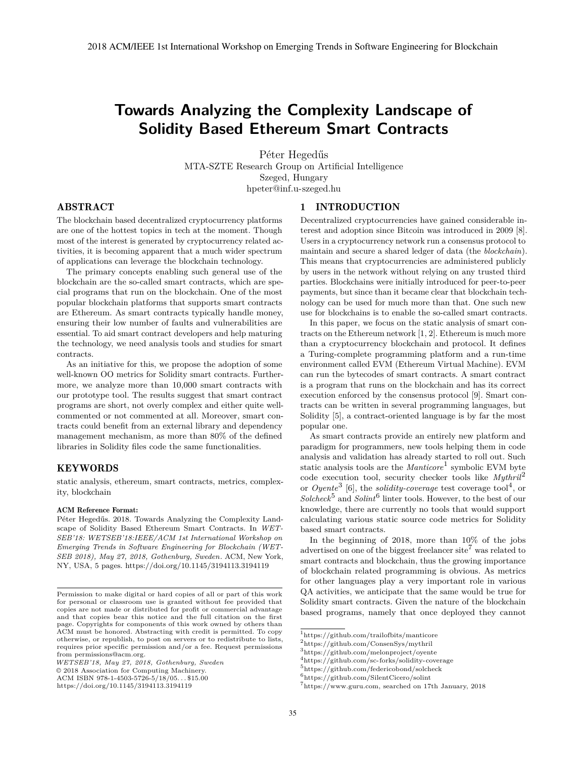# Towards Analyzing the Complexity Landscape of Solidity Based Ethereum Smart Contracts

Péter Hegedűs
MTA-SZTE Research Group on Artificial Intelligence
Szeged, Hungary
hpeter@inf.u-szeged.hu

## ABSTRACT

The blockchain based decentralized cryptocurrency platforms are one of the hottest topics in tech at the moment. Though most of the interest is generated by cryptocurrency related activities, it is becoming apparent that a much wider spectrum of applications can leverage the blockchain technology.

The primary concepts enabling such general use of the blockchain are the so-called smart contracts, which are special programs that run on the blockchain. One of the most popular blockchain platforms that supports smart contracts are Ethereum. As smart contracts typically handle money, ensuring their low number of faults and vulnerabilities are essential. To aid smart contract developers and help maturing the technology, we need analysis tools and studies for smart contracts.

As an initiative for this, we propose the adoption of some well-known OO metrics for Solidity smart contracts. Furthermore, we analyze more than 10,000 smart contracts with our prototype tool. The results suggest that smart contract programs are short, not overly complex and either quite well-commented or not commented at all. Moreover, smart contracts could benefit from an external library and dependency management mechanism, as more than 80% of the defined libraries in Solidity files code the same functionalities.

## KEYWORDS

static analysis, ethereum, smart contracts, metrics, complexity, blockchain

**ACM Reference Format:**
Péter Hegedűs. 2018. Towards Analyzing the Complexity Landscape of Solidity Based Ethereum Smart Contracts. In *WETSEB'18: WETSEB'18:IEEE/ACM 1st International Workshop on Emerging Trends in Software Engineering for Blockchain (WETSEB 2018), May 27, 2018, Gothenburg, Sweden.* ACM, New York, NY, USA, 5 pages. https://doi.org/10.1145/3194113.3194119

Permission to make digital or hard copies of all or part of this work for personal or classroom use is granted without fee provided that copies are not made or distributed for profit or commercial advantage and that copies bear this notice and the full citation on the first page. Copyrights for components of this work owned by others than ACM must be honored. Abstracting with credit is permitted. To copy otherwise, or republish, to post on servers or to redistribute to lists, requires prior specific permission and/or a fee. Request permissions from permissions@acm.org.
*WETSEB'18, May 27, 2018, Gothenburg, Sweden*
© 2018 Association for Computing Machinery.
ACM ISBN 978-1-4503-5726-5/18/05...$15.00
https://doi.org/10.1145/3194113.3194119

## 1 INTRODUCTION

Decentralized cryptocurrencies have gained considerable interest and adoption since Bitcoin was introduced in 2009 [8]. Users in a cryptocurrency network run a consensus protocol to maintain and secure a shared ledger of data (the *blockchain*). This means that cryptocurrencies are administered publicly by users in the network without relying on any trusted third parties. Blockchains were initially introduced for peer-to-peer payments, but since than it became clear that blockchain technology can be used for much more than that. One such new use for blockchains is to enable the so-called smart contracts.

In this paper, we focus on the static analysis of smart contracts on the Ethereum network [1, 2]. Ethereum is much more than a cryptocurrency blockchain and protocol. It defines a Turing-complete programming platform and a run-time environment called EVM (Ethereum Virtual Machine). EVM can run the bytecodes of smart contracts. A smart contract is a program that runs on the blockchain and has its correct execution enforced by the consensus protocol [9]. Smart contracts can be written in several programming languages, but Solidity [5], a contract-oriented language is by far the most popular one.

As smart contracts provide an entirely new platform and paradigm for programmers, new tools helping them in code analysis and validation has already started to roll out. Such static analysis tools are the *Manticore*[1] symbolic EVM byte code execution tool, security checker tools like *Mythril*[2] or *Oyente*[3] [6], the *solidity-coverage* test coverage tool[4], or *Solcheck*[5] and *Solint*[6] linter tools. However, to the best of our knowledge, there are currently no tools that would support calculating various static source code metrics for Solidity based smart contracts.

In the beginning of 2018, more than 10% of the jobs advertised on one of the biggest freelancer site[7] was related to smart contracts and blockchain, thus the growing importance of blockchain related programming is obvious. As metrics for other languages play a very important role in various QA activities, we anticipate that the same would be true for Solidity smart contracts. Given the nature of the blockchain based programs, namely that once deployed they cannot

[1] https://github.com/trailofbits/manticore
[2] https://github.com/ConsenSys/mythril
[3] https://github.com/melonproject/oyente
[4] https://github.com/sc-forks/solidity-coverage
[5] https://github.com/federicobond/solcheck
[6] https://github.com/SilentCicero/solint
[7] https://www.guru.com, searched on 17th January, 2018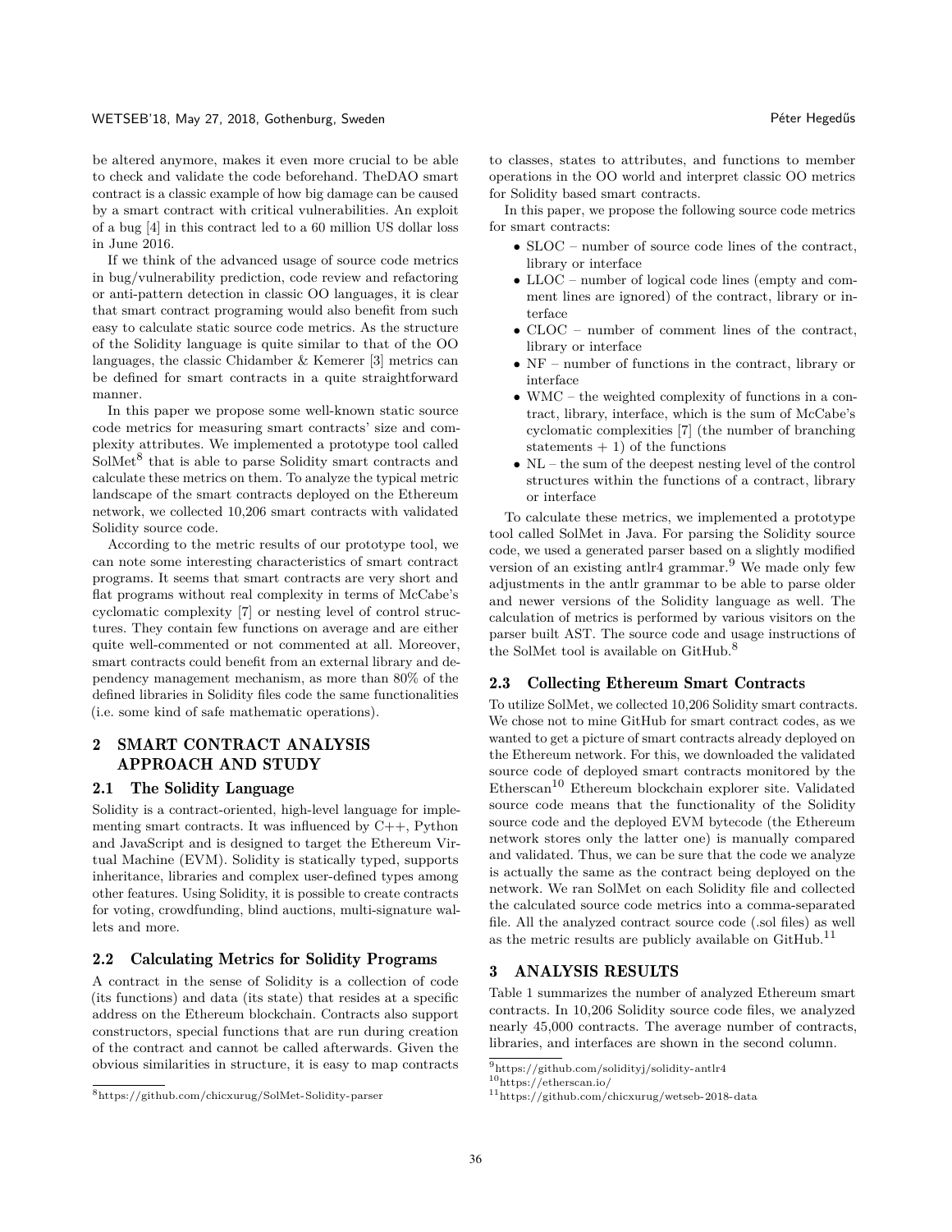be altered anymore, makes it even more crucial to be able to check and validate the code beforehand. TheDAO smart contract is a classic example of how big damage can be caused by a smart contract with critical vulnerabilities. An exploit of a bug [4] in this contract led to a 60 million US dollar loss in June 2016.

If we think of the advanced usage of source code metrics in bug/vulnerability prediction, code review and refactoring or anti-pattern detection in classic OO languages, it is clear that smart contract programing would also benefit from such easy to calculate static source code metrics. As the structure of the Solidity language is quite similar to that of the OO languages, the classic Chidamber & Kemerer [3] metrics can be defined for smart contracts in a quite straightforward manner.

In this paper we propose some well-known static source code metrics for measuring smart contracts' size and complexity attributes. We implemented a prototype tool called SolMet[8] that is able to parse Solidity smart contracts and calculate these metrics on them. To analyze the typical metric landscape of the smart contracts deployed on the Ethereum network, we collected 10,206 smart contracts with validated Solidity source code.

According to the metric results of our prototype tool, we can note some interesting characteristics of smart contract programs. It seems that smart contracts are very short and flat programs without real complexity in terms of McCabe's cyclomatic complexity [7] or nesting level of control structures. They contain few functions on average and are either quite well-commented or not commented at all. Moreover, smart contracts could benefit from an external library and dependency management mechanism, as more than 80% of the defined libraries in Solidity files code the same functionalities (i.e. some kind of safe mathematic operations).

## 2 SMART CONTRACT ANALYSIS APPROACH AND STUDY

### 2.1 The Solidity Language

Solidity is a contract-oriented, high-level language for implementing smart contracts. It was influenced by C++, Python and JavaScript and is designed to target the Ethereum Virtual Machine (EVM). Solidity is statically typed, supports inheritance, libraries and complex user-defined types among other features. Using Solidity, it is possible to create contracts for voting, crowdfunding, blind auctions, multi-signature wallets and more.

### 2.2 Calculating Metrics for Solidity Programs

A contract in the sense of Solidity is a collection of code (its functions) and data (its state) that resides at a specific address on the Ethereum blockchain. Contracts also support constructors, special functions that are run during creation of the contract and cannot be called afterwards. Given the obvious similarities in structure, it is easy to map contracts to classes, states to attributes, and functions to member operations in the OO world and interpret classic OO metrics for Solidity based smart contracts.

In this paper, we propose the following source code metrics for smart contracts:

- SLOC – number of source code lines of the contract, library or interface
- LLOC – number of logical code lines (empty and comment lines are ignored) of the contract, library or interface
- CLOC – number of comment lines of the contract, library or interface
- NF – number of functions in the contract, library or interface
- WMC – the weighted complexity of functions in a contract, library, interface, which is the sum of McCabe's cyclomatic complexities [7] (the number of branching statements + 1) of the functions
- NL – the sum of the deepest nesting level of the control structures within the functions of a contract, library or interface

To calculate these metrics, we implemented a prototype tool called SolMet in Java. For parsing the Solidity source code, we used a generated parser based on a slightly modified version of an existing antlr4 grammar.[9] We made only few adjustments in the antlr grammar to be able to parse older and newer versions of the Solidity language as well. The calculation of metrics is performed by various visitors on the parser built AST. The source code and usage instructions of the SolMet tool is available on GitHub.[8]

### 2.3 Collecting Ethereum Smart Contracts

To utilize SolMet, we collected 10,206 Solidity smart contracts. We chose not to mine GitHub for smart contract codes, as we wanted to get a picture of smart contracts already deployed on the Ethereum network. For this, we downloaded the validated source code of deployed smart contracts monitored by the Etherscan[10] Ethereum blockchain explorer site. Validated source code means that the functionality of the Solidity source code and the deployed EVM bytecode (the Ethereum network stores only the latter one) is manually compared and validated. Thus, we can be sure that the code we analyze is actually the same as the contract being deployed on the network. We ran SolMet on each Solidity file and collected the calculated source code metrics into a comma-separated file. All the analyzed contract source code (.sol files) as well as the metric results are publicly available on GitHub.[11]

## 3 ANALYSIS RESULTS

Table 1 summarizes the number of analyzed Ethereum smart contracts. In 10,206 Solidity source code files, we analyzed nearly 45,000 contracts. The average number of contracts, libraries, and interfaces are shown in the second column.

---

[8] https://github.com/chicxurug/SolMet-Solidity-parser

[9] https://github.com/solidityj/solidity-antlr4

[10] https://etherscan.io/

[11] https://github.com/chicxurug/wetseb-2018-data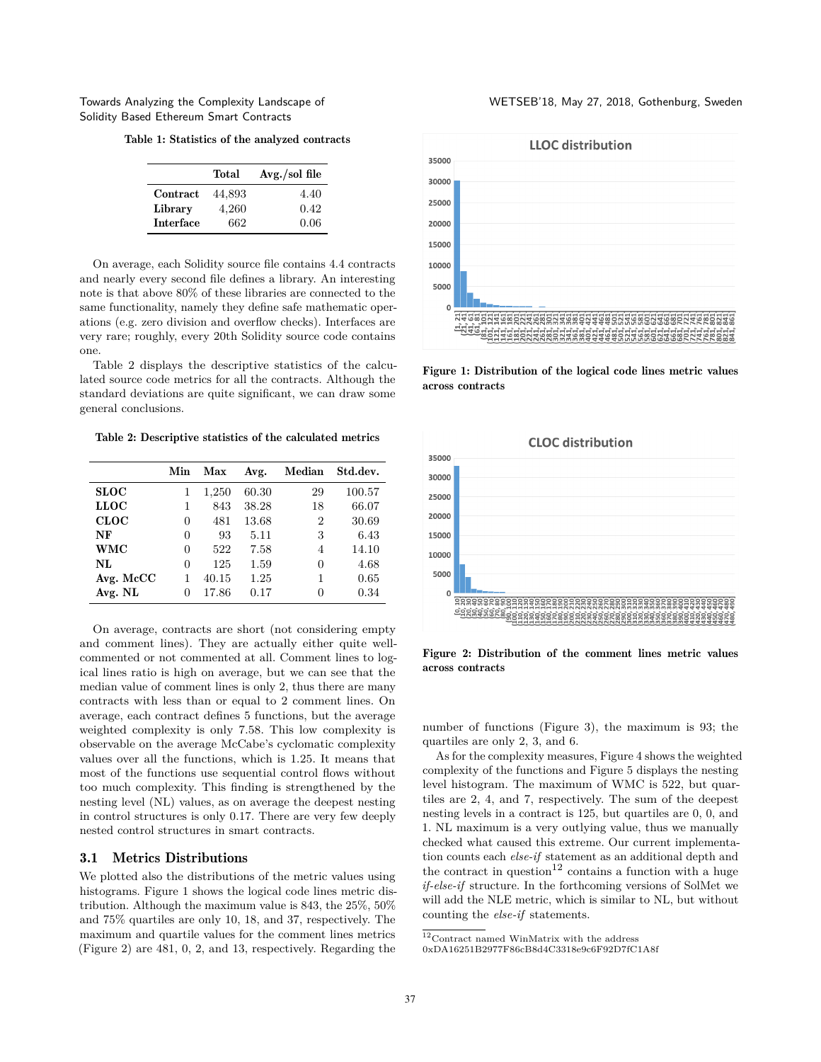**Table 1: Statistics of the analyzed contracts**

| | Total | Avg./sol file |
|---|---|---|
| **Contract** | 44,893 | 4.40 |
| **Library** | 4,260 | 0.42 |
| **Interface** | 662 | 0.06 |

On average, each Solidity source file contains 4.4 contracts and nearly every second file defines a library. An interesting note is that above 80% of these libraries are connected to the same functionality, namely they define safe mathematic operations (e.g. zero division and overflow checks). Interfaces are very rare; roughly, every 20th Solidity source code contains one.

Table 2 displays the descriptive statistics of the calculated source code metrics for all the contracts. Although the standard deviations are quite significant, we can draw some general conclusions.

**Table 2: Descriptive statistics of the calculated metrics**

| | Min | Max | Avg. | Median | Std.dev. |
|---|---|---|---|---|---|
| **SLOC** | 1 | 1,250 | 60.30 | 29 | 100.57 |
| **LLOC** | 1 | 843 | 38.28 | 18 | 66.07 |
| **CLOC** | 0 | 481 | 13.68 | 2 | 30.69 |
| **NF** | 0 | 93 | 5.11 | 3 | 6.43 |
| **WMC** | 0 | 522 | 7.58 | 4 | 14.10 |
| **NL** | 0 | 125 | 1.59 | 0 | 4.68 |
| **Avg. McCC** | 1 | 40.15 | 1.25 | 1 | 0.65 |
| **Avg. NL** | 0 | 17.86 | 0.17 | 0 | 0.34 |

On average, contracts are short (not considering empty and comment lines). They are actually either quite well-commented or not commented at all. Comment lines to logical lines ratio is high on average, but we can see that the median value of comment lines is only 2, thus there are many contracts with less than or equal to 2 comment lines. On average, each contract defines 5 functions, but the average weighted complexity is only 7.58. This low complexity is observable on the average McCabe's cyclomatic complexity values over all the functions, which is 1.25. It means that most of the functions use sequential control flows without too much complexity. This finding is strengthened by the nesting level (NL) values, as on average the deepest nesting in control structures is only 0.17. There are very few deeply nested control structures in smart contracts.

## 3.1 Metrics Distributions

We plotted also the distributions of the metric values using histograms. Figure 1 shows the logical code lines metric distribution. Although the maximum value is 843, the 25%, 50% and 75% quartiles are only 10, 18, and 37, respectively. The maximum and quartile values for the comment lines metrics (Figure 2) are 481, 0, 2, and 13, respectively. Regarding the number of functions (Figure 3), the maximum is 93; the quartiles are only 2, 3, and 6.

**Figure 1: Distribution of the logical code lines metric values across contracts**

**Figure 2: Distribution of the comment lines metric values across contracts**

As for the complexity measures, Figure 4 shows the weighted complexity of the functions and Figure 5 displays the nesting level histogram. The maximum of WMC is 522, but quartiles are 2, 4, and 7, respectively. The sum of the deepest nesting levels in a contract is 125, but quartiles are 0, 0, and 1. NL maximum is a very outlying value, thus we manually checked what caused this extreme. Our current implementation counts each *else-if* statement as an additional depth and the contract in question[12] contains a function with a huge *if-else-if* structure. In the forthcoming versions of SolMet we will add the NLE metric, which is similar to NL, but without counting the *else-if* statements.

[12] Contract named WinMatrix with the address 0xDA16251B2977F86cB8d4C3318e9c6F92D7fC1A8f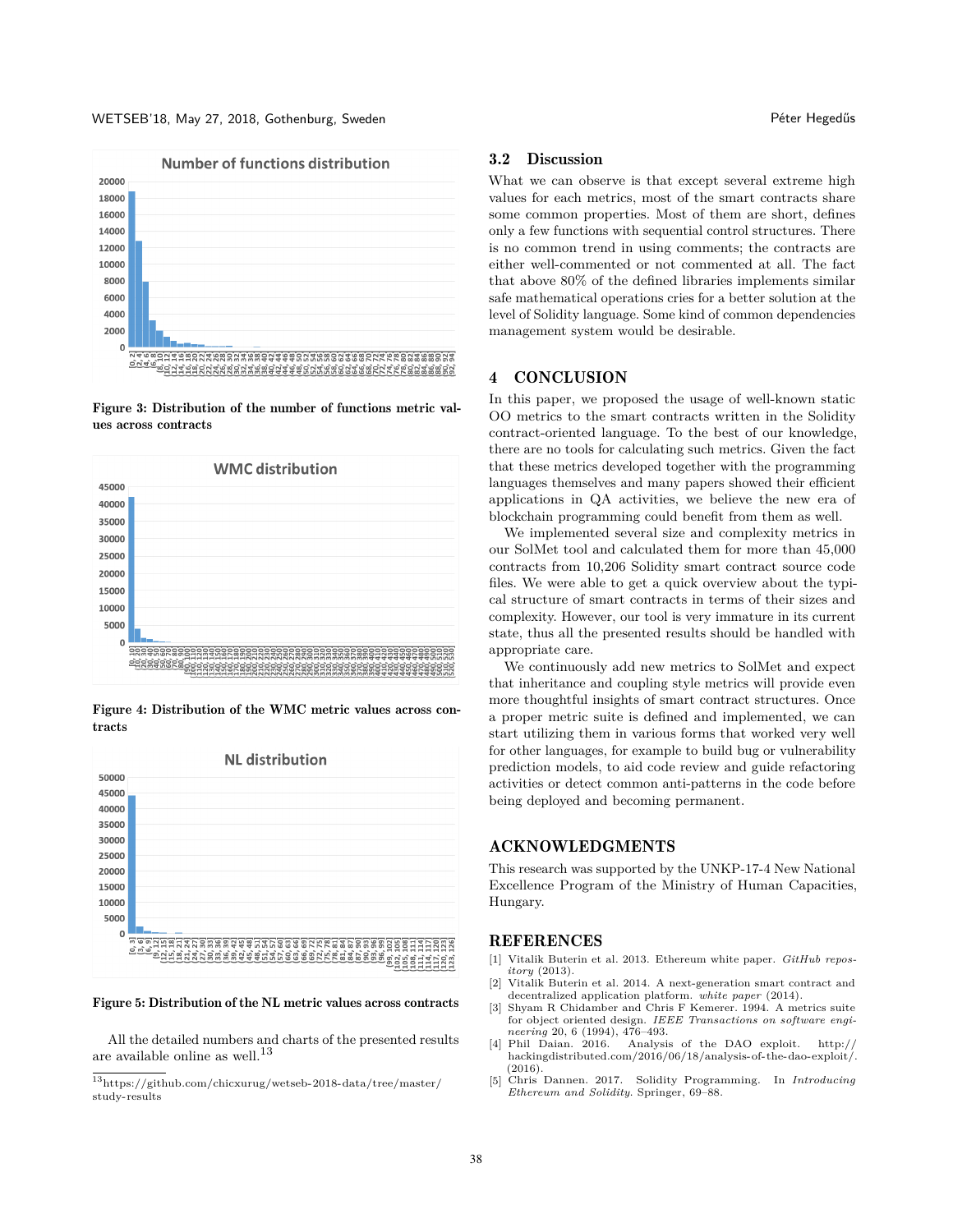**Figure 3: Distribution of the number of functions metric values across contracts**

**Figure 4: Distribution of the WMC metric values across contracts**

**Figure 5: Distribution of the NL metric values across contracts**

All the detailed numbers and charts of the presented results are available online as well.[13]

[13] https://github.com/chicxurug/wetseb-2018-data/tree/master/study-results

### 3.2 Discussion

What we can observe is that except several extreme high values for each metrics, most of the smart contracts share some common properties. Most of them are short, defines only a few functions with sequential control structures. There is no common trend in using comments; the contracts are either well-commented or not commented at all. The fact that above 80% of the defined libraries implements similar safe mathematical operations cries for a better solution at the level of Solidity language. Some kind of common dependencies management system would be desirable.

## 4 CONCLUSION

In this paper, we proposed the usage of well-known static OO metrics to the smart contracts written in the Solidity contract-oriented language. To the best of our knowledge, there are no tools for calculating such metrics. Given the fact that these metrics developed together with the programming languages themselves and many papers showed their efficient applications in QA activities, we believe the new era of blockchain programming could benefit from them as well.

We implemented several size and complexity metrics in our SolMet tool and calculated them for more than 45,000 contracts from 10,206 Solidity smart contract source code files. We were able to get a quick overview about the typical structure of smart contracts in terms of their sizes and complexity. However, our tool is very immature in its current state, thus all the presented results should be handled with appropriate care.

We continuously add new metrics to SolMet and expect that inheritance and coupling style metrics will provide even more thoughtful insights of smart contract structures. Once a proper metric suite is defined and implemented, we can start utilizing them in various forms that worked very well for other languages, for example to build bug or vulnerability prediction models, to aid code review and guide refactoring activities or detect common anti-patterns in the code before being deployed and becoming permanent.

## ACKNOWLEDGMENTS

This research was supported by the UNKP-17-4 New National Excellence Program of the Ministry of Human Capacities, Hungary.

## REFERENCES

[1] Vitalik Buterin et al. 2013. Ethereum white paper. *GitHub repository* (2013).

[2] Vitalik Buterin et al. 2014. A next-generation smart contract and decentralized application platform. *white paper* (2014).

[3] Shyam R Chidamber and Chris F Kemerer. 1994. A metrics suite for object oriented design. *IEEE Transactions on software engineering* 20, 6 (1994), 476–493.

[4] Phil Daian. 2016. Analysis of the DAO exploit. http://hackingdistributed.com/2016/06/18/analysis-of-the-dao-exploit/. (2016).

[5] Chris Dannen. 2017. Solidity Programming. In *Introducing Ethereum and Solidity*. Springer, 69–88.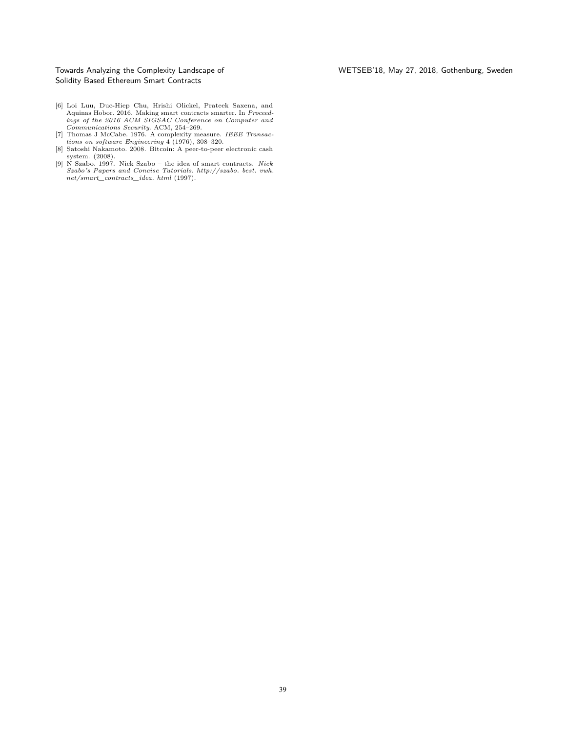[6] Loi Luu, Duc-Hiep Chu, Hrishi Olickel, Prateek Saxena, and Aquinas Hobor. 2016. Making smart contracts smarter. In *Proceedings of the 2016 ACM SIGSAC Conference on Computer and Communications Security*. ACM, 254–269.

[7] Thomas J McCabe. 1976. A complexity measure. *IEEE Transactions on software Engineering* 4 (1976), 308–320.

[8] Satoshi Nakamoto. 2008. Bitcoin: A peer-to-peer electronic cash system. (2008).

[9] N Szabo. 1997. Nick Szabo – the idea of smart contracts. *Nick Szabo's Papers and Concise Tutorials. http://szabo. best. vwh. net/smart_contracts_idea. html* (1997).